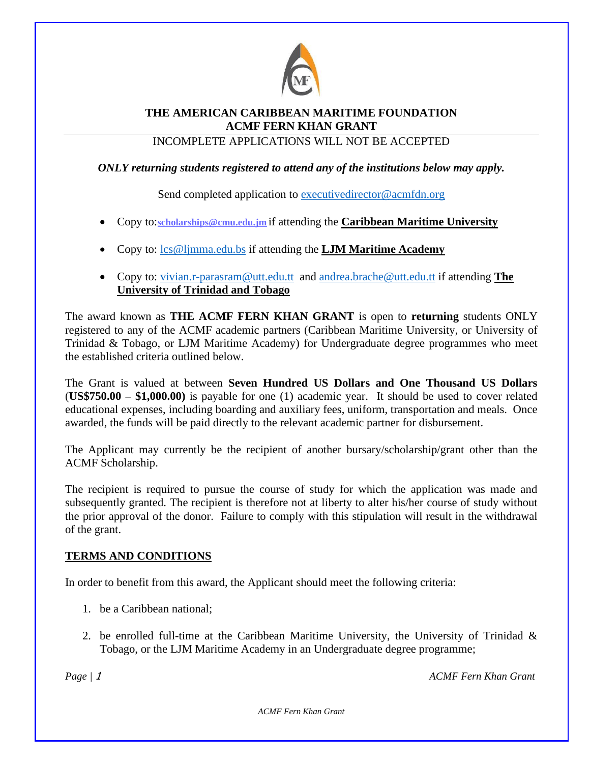# THE AMERICAN CARIBBEAN MARITIME FOUNDATION
## ACMF FERN KHAN GRANT

INCOMPLETE APPLICATIONS WILL NOT BE ACCEPTED

***ONLY returning students registered to attend any of the institutions below may apply.***

Send completed application to executivedirector@acmfdn.org

- Copy to: scholarships@cmu.edu.jm if attending the **Caribbean Maritime University**
- Copy to: lcs@ljmma.edu.bs if attending the **LJM Maritime Academy**
- Copy to: vivian.r-parasram@utt.edu.tt and andrea.brache@utt.edu.tt if attending **The University of Trinidad and Tobago**

The award known as **THE ACMF FERN KHAN GRANT** is open to **returning** students ONLY registered to any of the ACMF academic partners (Caribbean Maritime University, or University of Trinidad & Tobago, or LJM Maritime Academy) for Undergraduate degree programmes who meet the established criteria outlined below.

The Grant is valued at between **Seven Hundred US Dollars and One Thousand US Dollars** (**US$750.00 – $1,000.00)** is payable for one (1) academic year. It should be used to cover related educational expenses, including boarding and auxiliary fees, uniform, transportation and meals. Once awarded, the funds will be paid directly to the relevant academic partner for disbursement.

The Applicant may currently be the recipient of another bursary/scholarship/grant other than the ACMF Scholarship.

The recipient is required to pursue the course of study for which the application was made and subsequently granted. The recipient is therefore not at liberty to alter his/her course of study without the prior approval of the donor. Failure to comply with this stipulation will result in the withdrawal of the grant.

## TERMS AND CONDITIONS

In order to benefit from this award, the Applicant should meet the following criteria:

1. be a Caribbean national;
2. be enrolled full-time at the Caribbean Maritime University, the University of Trinidad & Tobago, or the LJM Maritime Academy in an Undergraduate degree programme;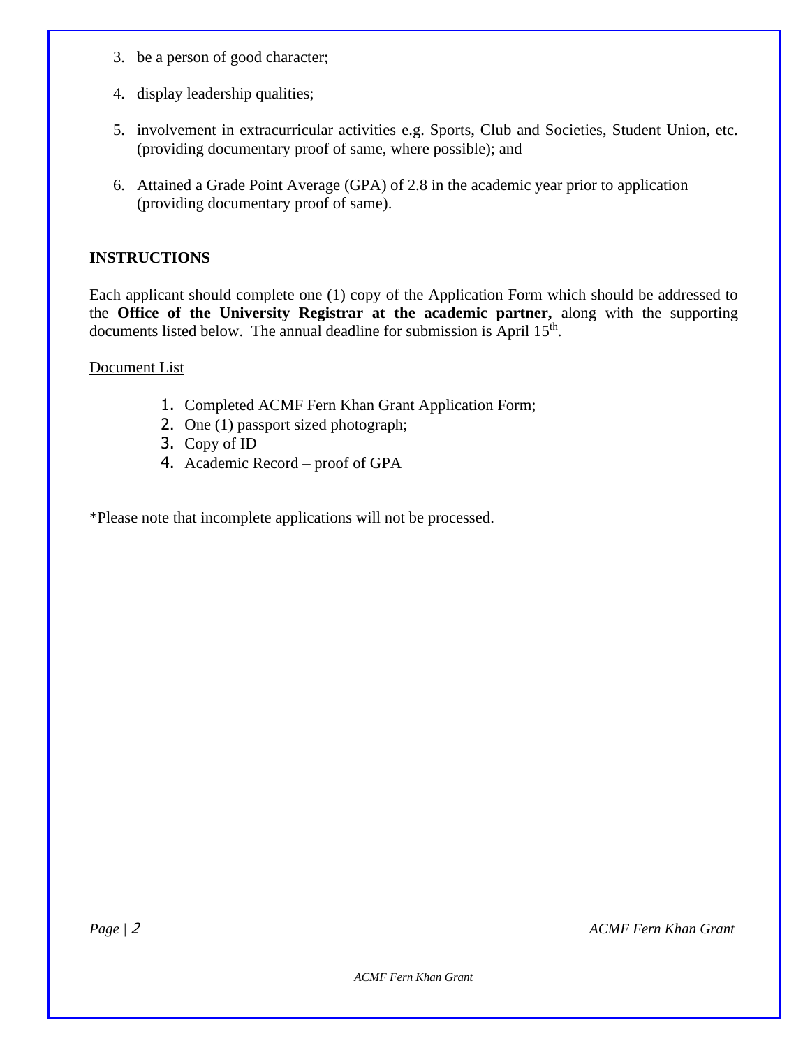3. be a person of good character;

4. display leadership qualities;

5. involvement in extracurricular activities e.g. Sports, Club and Societies, Student Union, etc. (providing documentary proof of same, where possible); and

6. Attained a Grade Point Average (GPA) of 2.8 in the academic year prior to application (providing documentary proof of same).

**INSTRUCTIONS**

Each applicant should complete one (1) copy of the Application Form which should be addressed to the **Office of the University Registrar at the academic partner,** along with the supporting documents listed below. The annual deadline for submission is April 15th.

Document List

1. Completed ACMF Fern Khan Grant Application Form;
2. One (1) passport sized photograph;
3. Copy of ID
4. Academic Record – proof of GPA

*Please note that incomplete applications will not be processed.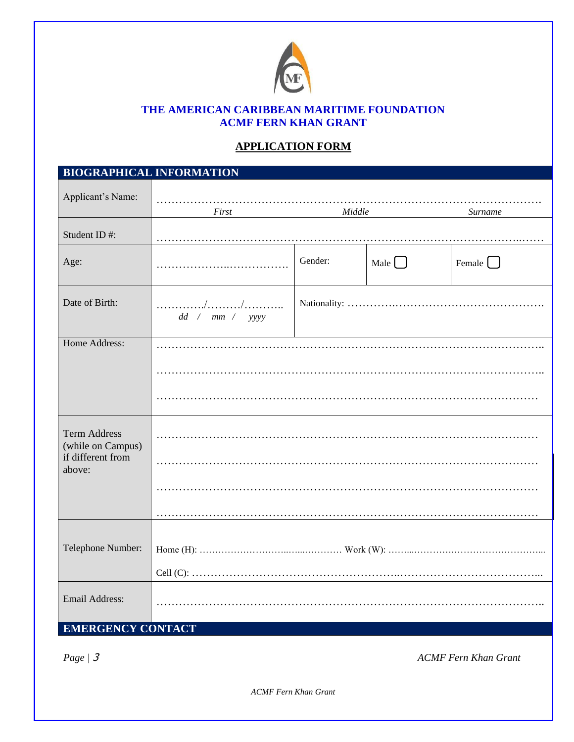**THE AMERICAN CARIBBEAN MARITIME FOUNDATION**
**ACMF FERN KHAN GRANT**

## APPLICATION FORM

| BIOGRAPHICAL INFORMATION | | | | |
|---|---|---|---|---|
| Applicant's Name: | ………………………………… *First* ………………… *Middle* ………………… *Surname* | | | |
| Student ID #: | ………………………………………………………………………… | | | |
| Age: | ………………………… | Gender: | Male ☐ | Female ☐ |
| Date of Birth: | ………./………/……….. *dd / mm / yyyy* | Nationality: ……………………………………………… | | |
| Home Address: | ……………………………………………………………………………………<br>……………………………………………………………………………………<br>…………………………………………………………………………………… | | | |
| Term Address (while on Campus) if different from above: | ……………………………………………………………………………………<br>……………………………………………………………………………………<br>……………………………………………………………………………………<br>…………………………………………………………………………………… | | | |
| Telephone Number: | Home (H): ……………………………… Work (W): ………………………………………<br>Cell (C): …………………………………………………………………………… | | | |
| Email Address: | …………………………………………………………………………………… | | | |

| EMERGENCY CONTACT |
|---|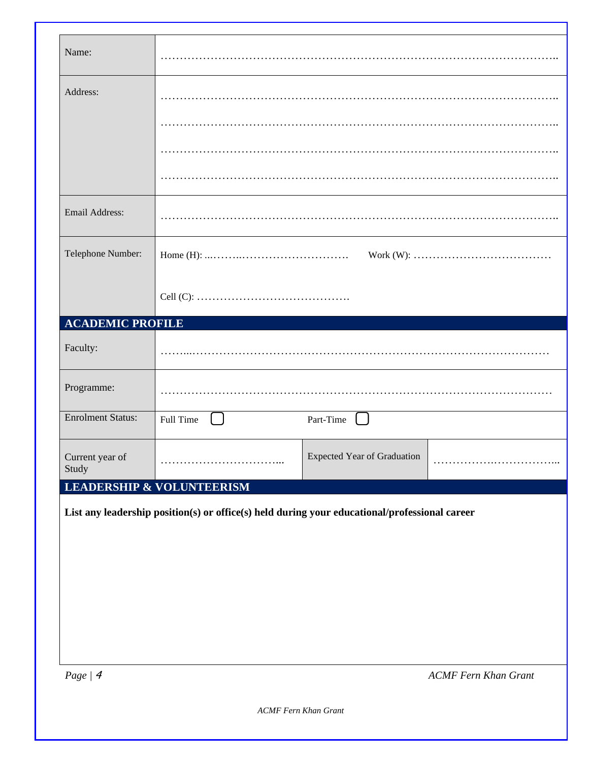| | |
|---|---|
| Name: | ………………………………………………………………………………………….. |
| Address: | ………………………………………………………………………………………….. <br> ………………………………………………………………………………………….. <br> ………………………………………………………………………………………….. <br> ………………………………………………………………………………………….. |
| Email Address: | ………………………………………………………………………………………….. |
| Telephone Number: | Home (H): ...……..………………………. Work (W): ……………………………… <br> Cell (C): …………………………………. |

## ACADEMIC PROFILE

| | | | |
|---|---|---|---|
| Faculty: | ……...………………………………………………………………………… | | |
| Programme: | ……………………………………………………………………………………… | | |
| Enrolment Status: | Full Time ☐ | Part-Time ☐ | |
| Current year of Study | …………………………... | Expected Year of Graduation | …………….……………... |

## LEADERSHIP & VOLUNTEERISM

**List any leadership position(s) or office(s) held during your educational/professional career**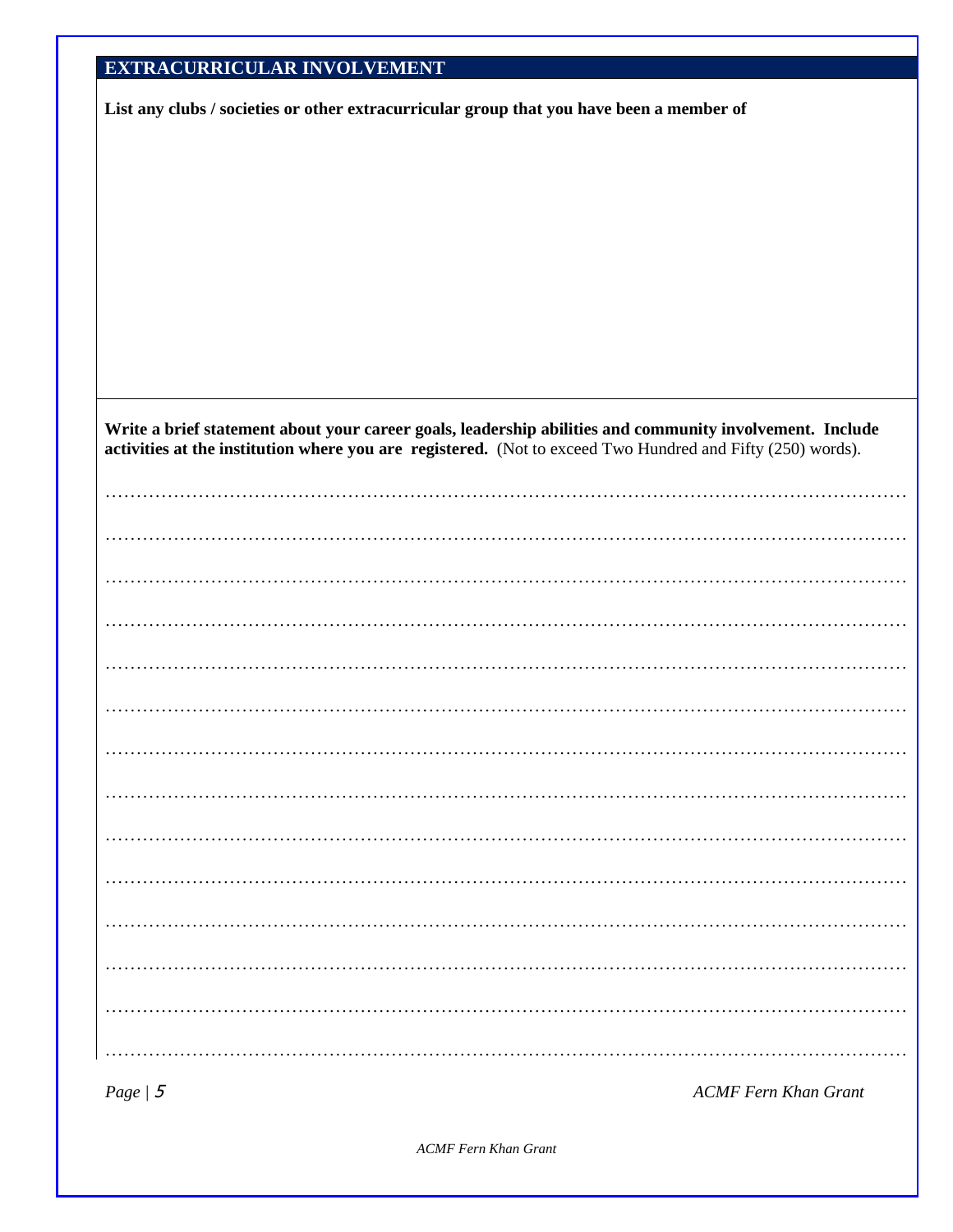## EXTRACURRICULAR INVOLVEMENT

**List any clubs / societies or other extracurricular group that you have been a member of**

**Write a brief statement about your career goals, leadership abilities and community involvement. Include activities at the institution where you are registered.** (Not to exceed Two Hundred and Fifty (250) words).

………………………………………………………………………………………………………………

………………………………………………………………………………………………………………

………………………………………………………………………………………………………………

………………………………………………………………………………………………………………

………………………………………………………………………………………………………………

………………………………………………………………………………………………………………

………………………………………………………………………………………………………………

………………………………………………………………………………………………………………

………………………………………………………………………………………………………………

………………………………………………………………………………………………………………

………………………………………………………………………………………………………………

………………………………………………………………………………………………………………

………………………………………………………………………………………………………………

………………………………………………………………………………………………………………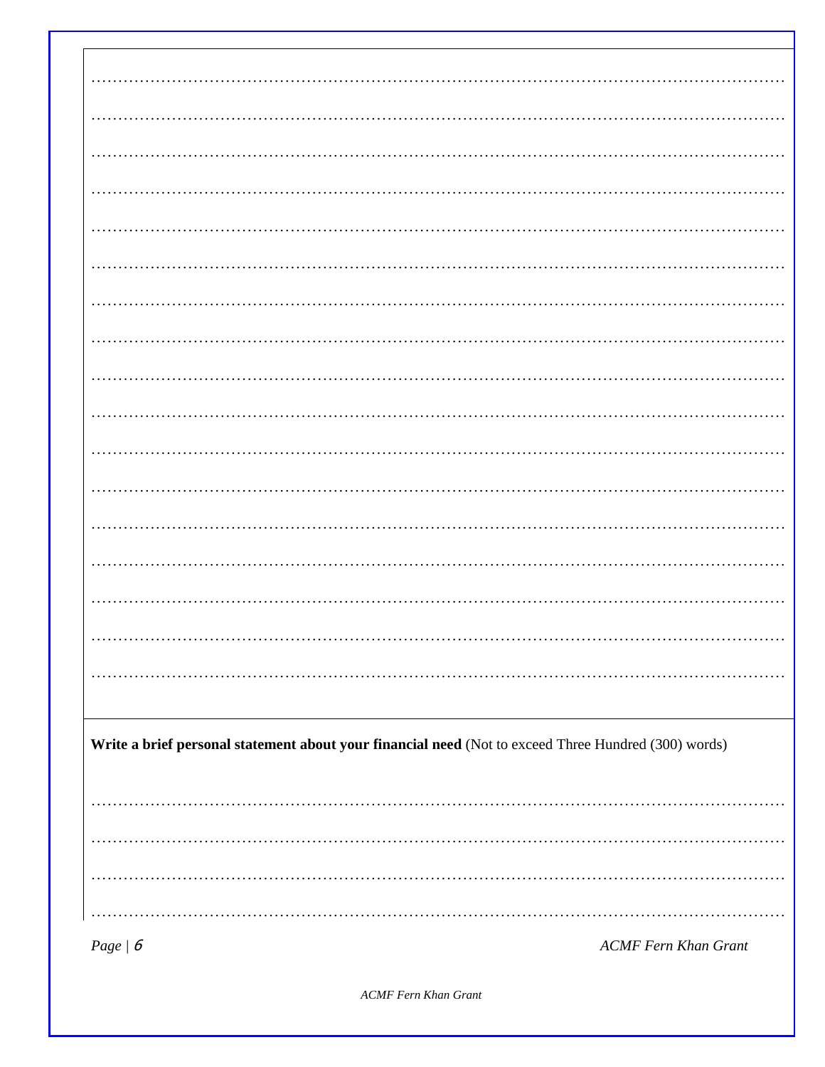……………………………………………………………………………………………………………………

……………………………………………………………………………………………………………………

……………………………………………………………………………………………………………………

……………………………………………………………………………………………………………………

……………………………………………………………………………………………………………………

……………………………………………………………………………………………………………………

……………………………………………………………………………………………………………………

……………………………………………………………………………………………………………………

……………………………………………………………………………………………………………………

……………………………………………………………………………………………………………………

……………………………………………………………………………………………………………………

……………………………………………………………………………………………………………………

……………………………………………………………………………………………………………………

……………………………………………………………………………………………………………………

……………………………………………………………………………………………………………………

……………………………………………………………………………………………………………………

……………………………………………………………………………………………………………………

**Write a brief personal statement about your financial need** (Not to exceed Three Hundred (300) words)

……………………………………………………………………………………………………………………

……………………………………………………………………………………………………………………

……………………………………………………………………………………………………………………

……………………………………………………………………………………………………………………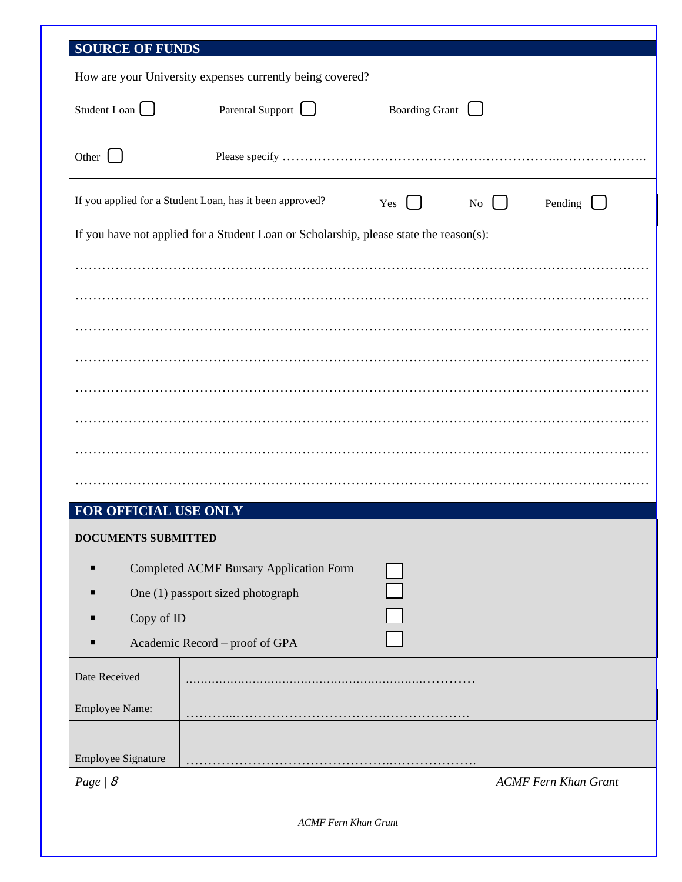## SOURCE OF FUNDS

How are your University expenses currently being covered?

Student Loan ☐ Parental Support ☐ Boarding Grant ☐

Other ☐ Please specify ……………………………………..……………..………………..

If you applied for a Student Loan, has it been approved? Yes ☐ No ☐ Pending ☐

If you have not applied for a Student Loan or Scholarship, please state the reason(s):

……………………………………………………………………………………………………………

……………………………………………………………………………………………………………

……………………………………………………………………………………………………………

……………………………………………………………………………………………………………

……………………………………………………………………………………………………………

……………………………………………………………………………………………………………

……………………………………………………………………………………………………………

……………………………………………………………………………………………………………

## FOR OFFICIAL USE ONLY

**DOCUMENTS SUBMITTED**

- Completed ACMF Bursary Application Form ☐
- One (1) passport sized photograph ☐
- Copy of ID ☐
- Academic Record – proof of GPA ☐

| | |
|---|---|
| Date Received | ………………………………………………………….………… |
| Employee Name: | ………..…………………………….………………. |
| Employee Signature | ……………………………………..………………. |